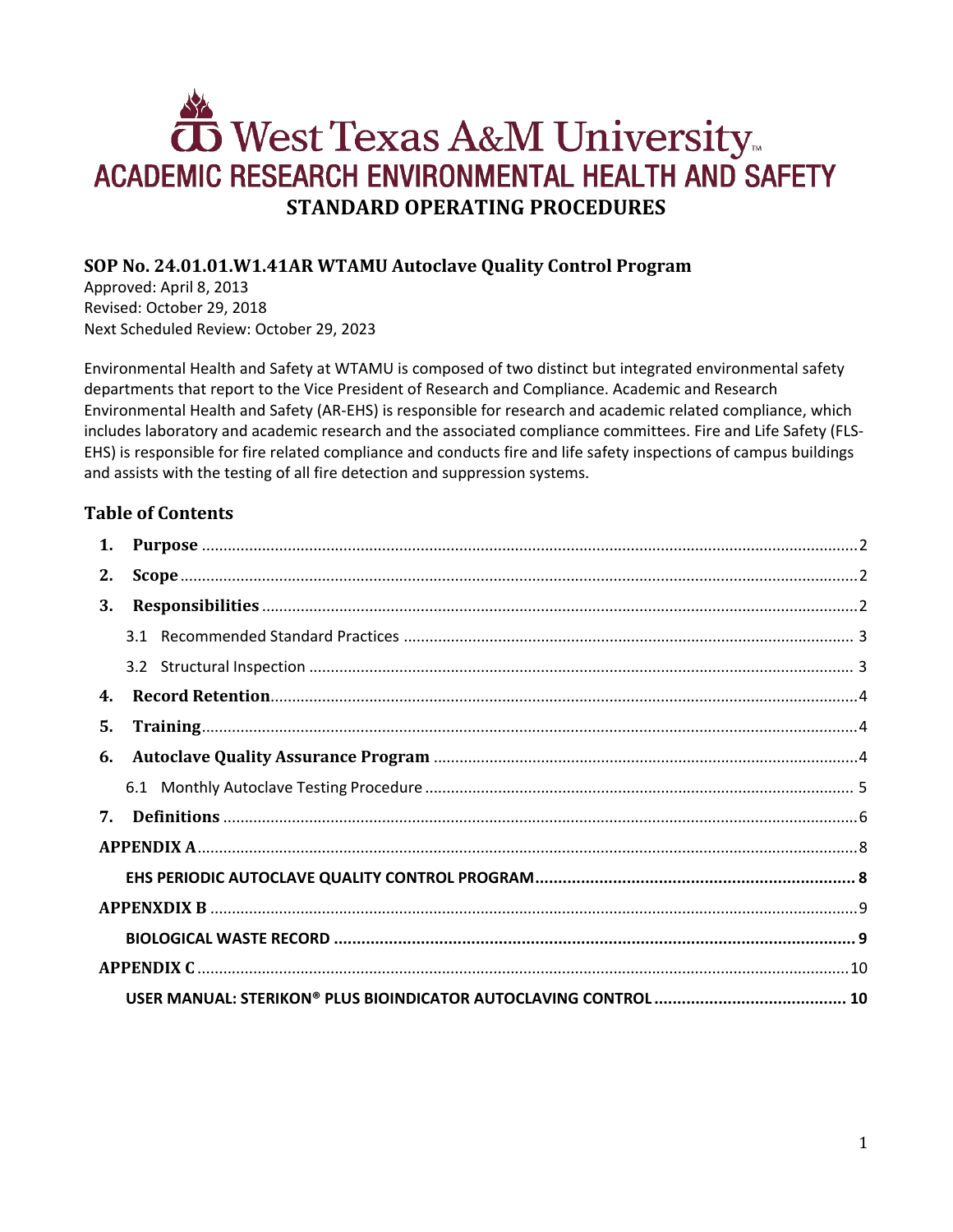# West Texas A&M University

## ACADEMIC RESEARCH ENVIRONMENTAL HEALTH AND SAFETY

## STANDARD OPERATING PROCEDURES

### SOP No. 24.01.01.W1.41AR WTAMU Autoclave Quality Control Program

Approved: April 8, 2013
Revised: October 29, 2018
Next Scheduled Review: October 29, 2023

Environmental Health and Safety at WTAMU is composed of two distinct but integrated environmental safety departments that report to the Vice President of Research and Compliance. Academic and Research Environmental Health and Safety (AR-EHS) is responsible for research and academic related compliance, which includes laboratory and academic research and the associated compliance committees. Fire and Life Safety (FLS-EHS) is responsible for fire related compliance and conducts fire and life safety inspections of campus buildings and assists with the testing of all fire detection and suppression systems.

### Table of Contents

1. **Purpose** ........ 2
2. **Scope** ........ 2
3. **Responsibilities** ........ 2
   - 3.1 Recommended Standard Practices ........ 3
   - 3.2 Structural Inspection ........ 3
4. **Record Retention** ........ 4
5. **Training** ........ 4
6. **Autoclave Quality Assurance Program** ........ 4
   - 6.1 Monthly Autoclave Testing Procedure ........ 5
7. **Definitions** ........ 6

**APPENDIX A** ........ 8
- **EHS PERIODIC AUTOCLAVE QUALITY CONTROL PROGRAM** ........ 8

**APPENXDIX B** ........ 9
- **BIOLOGICAL WASTE RECORD** ........ 9

**APPENDIX C** ........ 10
- **USER MANUAL: STERIKON® PLUS BIOINDICATOR AUTOCLAVING CONTROL** ........ 10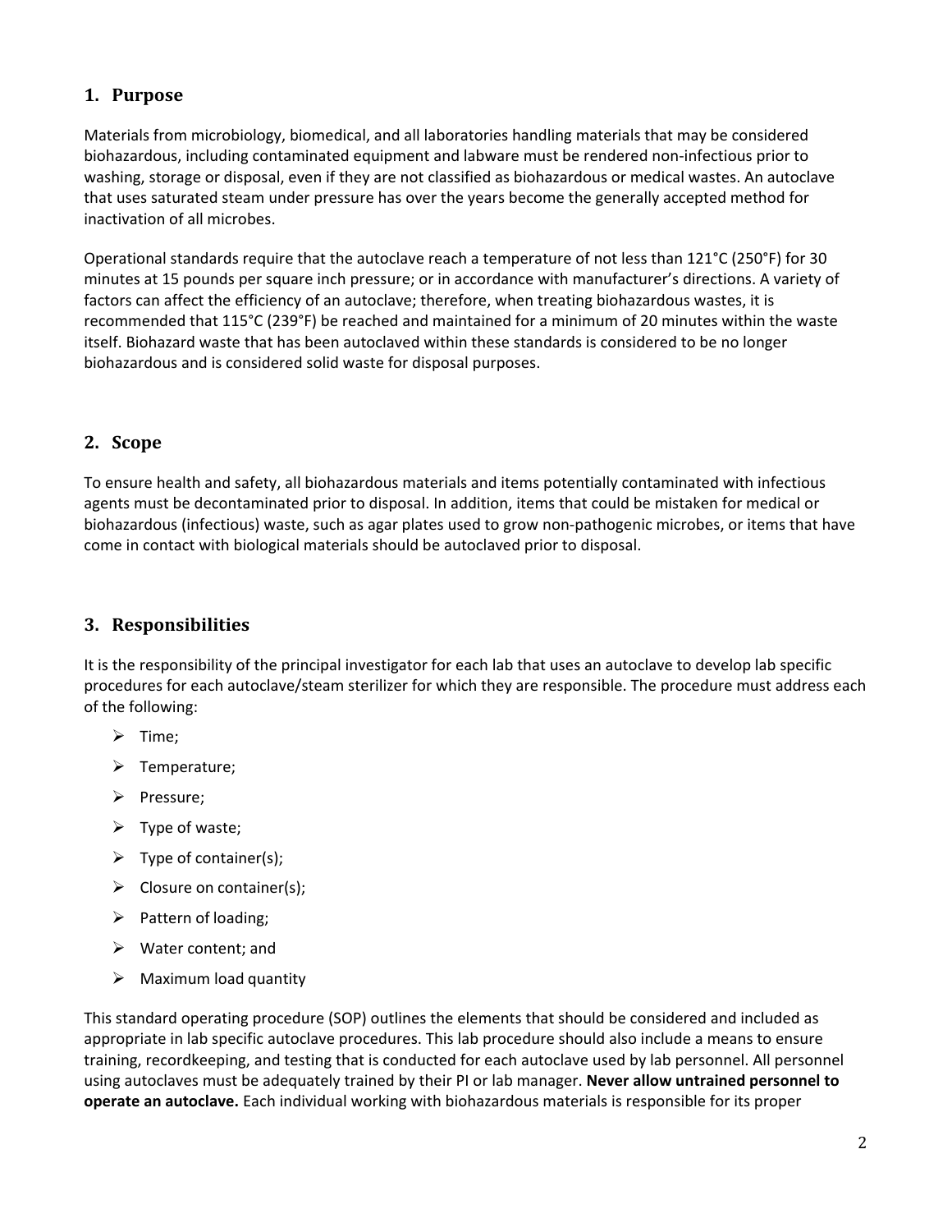## 1. Purpose

Materials from microbiology, biomedical, and all laboratories handling materials that may be considered biohazardous, including contaminated equipment and labware must be rendered non-infectious prior to washing, storage or disposal, even if they are not classified as biohazardous or medical wastes. An autoclave that uses saturated steam under pressure has over the years become the generally accepted method for inactivation of all microbes.

Operational standards require that the autoclave reach a temperature of not less than 121°C (250°F) for 30 minutes at 15 pounds per square inch pressure; or in accordance with manufacturer's directions. A variety of factors can affect the efficiency of an autoclave; therefore, when treating biohazardous wastes, it is recommended that 115°C (239°F) be reached and maintained for a minimum of 20 minutes within the waste itself. Biohazard waste that has been autoclaved within these standards is considered to be no longer biohazardous and is considered solid waste for disposal purposes.

## 2. Scope

To ensure health and safety, all biohazardous materials and items potentially contaminated with infectious agents must be decontaminated prior to disposal. In addition, items that could be mistaken for medical or biohazardous (infectious) waste, such as agar plates used to grow non-pathogenic microbes, or items that have come in contact with biological materials should be autoclaved prior to disposal.

## 3. Responsibilities

It is the responsibility of the principal investigator for each lab that uses an autoclave to develop lab specific procedures for each autoclave/steam sterilizer for which they are responsible. The procedure must address each of the following:

- Time;
- Temperature;
- Pressure;
- Type of waste;
- Type of container(s);
- Closure on container(s);
- Pattern of loading;
- Water content; and
- Maximum load quantity

This standard operating procedure (SOP) outlines the elements that should be considered and included as appropriate in lab specific autoclave procedures. This lab procedure should also include a means to ensure training, recordkeeping, and testing that is conducted for each autoclave used by lab personnel. All personnel using autoclaves must be adequately trained by their PI or lab manager. **Never allow untrained personnel to operate an autoclave.** Each individual working with biohazardous materials is responsible for its proper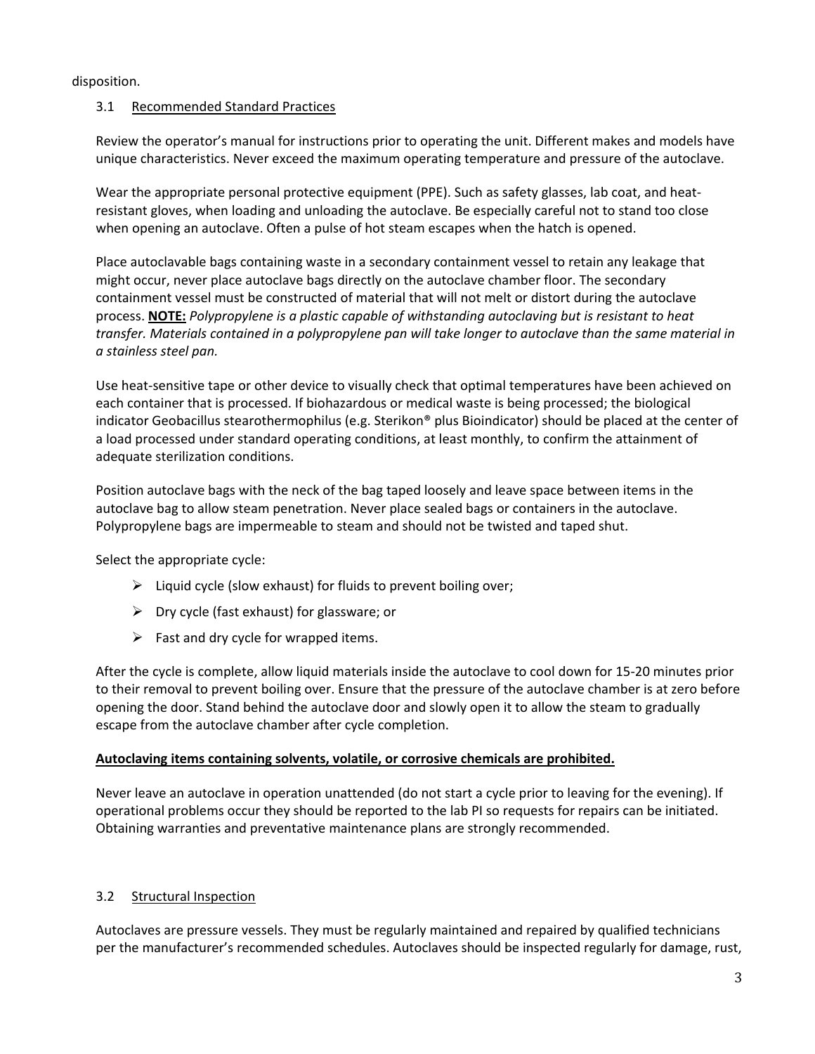disposition.

### 3.1 Recommended Standard Practices

Review the operator's manual for instructions prior to operating the unit. Different makes and models have unique characteristics. Never exceed the maximum operating temperature and pressure of the autoclave.

Wear the appropriate personal protective equipment (PPE). Such as safety glasses, lab coat, and heat-resistant gloves, when loading and unloading the autoclave. Be especially careful not to stand too close when opening an autoclave. Often a pulse of hot steam escapes when the hatch is opened.

Place autoclavable bags containing waste in a secondary containment vessel to retain any leakage that might occur, never place autoclave bags directly on the autoclave chamber floor. The secondary containment vessel must be constructed of material that will not melt or distort during the autoclave process. **NOTE:** *Polypropylene is a plastic capable of withstanding autoclaving but is resistant to heat transfer. Materials contained in a polypropylene pan will take longer to autoclave than the same material in a stainless steel pan.*

Use heat-sensitive tape or other device to visually check that optimal temperatures have been achieved on each container that is processed. If biohazardous or medical waste is being processed; the biological indicator Geobacillus stearothermophilus (e.g. Sterikon® plus Bioindicator) should be placed at the center of a load processed under standard operating conditions, at least monthly, to confirm the attainment of adequate sterilization conditions.

Position autoclave bags with the neck of the bag taped loosely and leave space between items in the autoclave bag to allow steam penetration. Never place sealed bags or containers in the autoclave. Polypropylene bags are impermeable to steam and should not be twisted and taped shut.

Select the appropriate cycle:

- Liquid cycle (slow exhaust) for fluids to prevent boiling over;
- Dry cycle (fast exhaust) for glassware; or
- Fast and dry cycle for wrapped items.

After the cycle is complete, allow liquid materials inside the autoclave to cool down for 15-20 minutes prior to their removal to prevent boiling over. Ensure that the pressure of the autoclave chamber is at zero before opening the door. Stand behind the autoclave door and slowly open it to allow the steam to gradually escape from the autoclave chamber after cycle completion.

**Autoclaving items containing solvents, volatile, or corrosive chemicals are prohibited.**

Never leave an autoclave in operation unattended (do not start a cycle prior to leaving for the evening). If operational problems occur they should be reported to the lab PI so requests for repairs can be initiated. Obtaining warranties and preventative maintenance plans are strongly recommended.

### 3.2 Structural Inspection

Autoclaves are pressure vessels. They must be regularly maintained and repaired by qualified technicians per the manufacturer's recommended schedules. Autoclaves should be inspected regularly for damage, rust,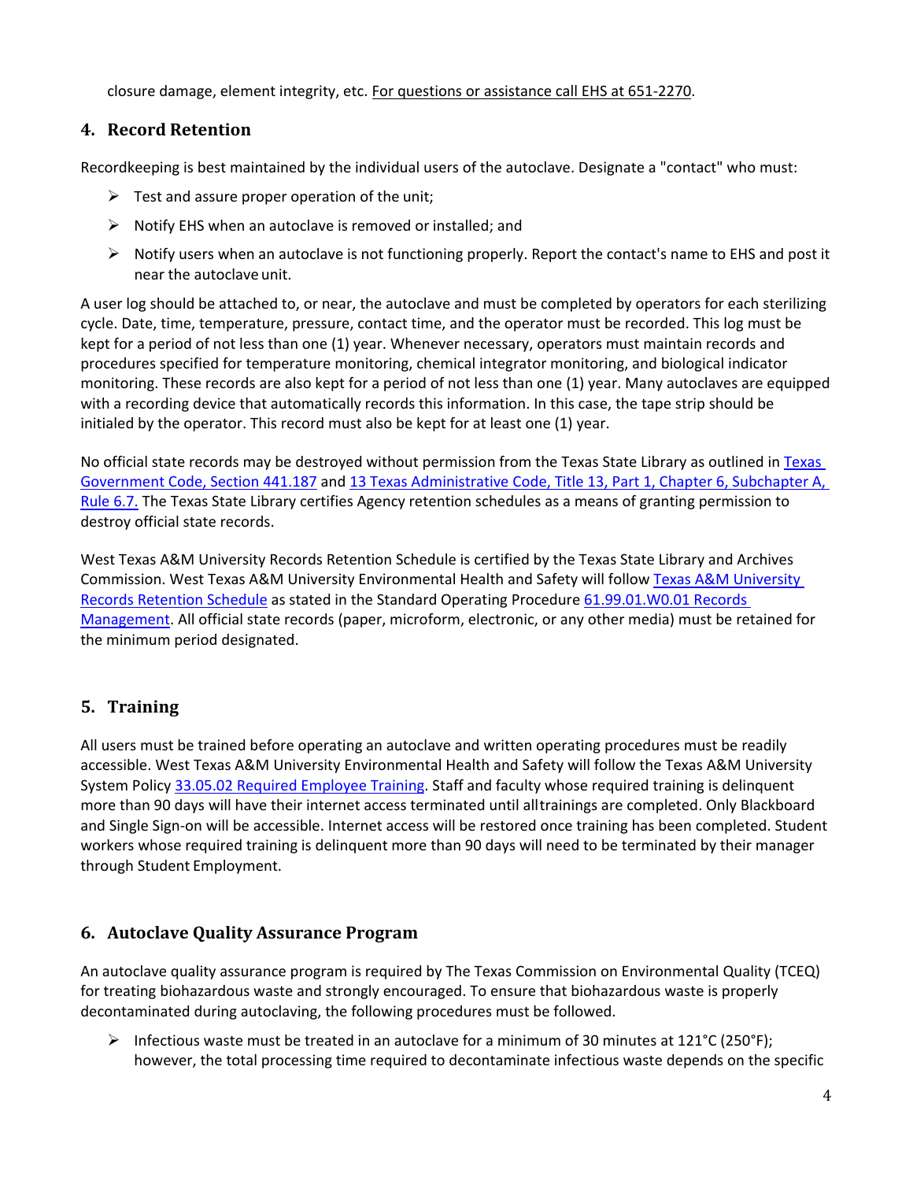closure damage, element integrity, etc. For questions or assistance call EHS at 651-2270.

## 4. Record Retention

Recordkeeping is best maintained by the individual users of the autoclave. Designate a "contact" who must:

- Test and assure proper operation of the unit;
- Notify EHS when an autoclave is removed or installed; and
- Notify users when an autoclave is not functioning properly. Report the contact's name to EHS and post it near the autoclave unit.

A user log should be attached to, or near, the autoclave and must be completed by operators for each sterilizing cycle. Date, time, temperature, pressure, contact time, and the operator must be recorded. This log must be kept for a period of not less than one (1) year. Whenever necessary, operators must maintain records and procedures specified for temperature monitoring, chemical integrator monitoring, and biological indicator monitoring. These records are also kept for a period of not less than one (1) year. Many autoclaves are equipped with a recording device that automatically records this information. In this case, the tape strip should be initialed by the operator. This record must also be kept for at least one (1) year.

No official state records may be destroyed without permission from the Texas State Library as outlined in Texas Government Code, Section 441.187 and 13 Texas Administrative Code, Title 13, Part 1, Chapter 6, Subchapter A, Rule 6.7. The Texas State Library certifies Agency retention schedules as a means of granting permission to destroy official state records.

West Texas A&M University Records Retention Schedule is certified by the Texas State Library and Archives Commission. West Texas A&M University Environmental Health and Safety will follow Texas A&M University Records Retention Schedule as stated in the Standard Operating Procedure 61.99.01.W0.01 Records Management. All official state records (paper, microform, electronic, or any other media) must be retained for the minimum period designated.

## 5. Training

All users must be trained before operating an autoclave and written operating procedures must be readily accessible. West Texas A&M University Environmental Health and Safety will follow the Texas A&M University System Policy 33.05.02 Required Employee Training. Staff and faculty whose required training is delinquent more than 90 days will have their internet access terminated until all trainings are completed. Only Blackboard and Single Sign-on will be accessible. Internet access will be restored once training has been completed. Student workers whose required training is delinquent more than 90 days will need to be terminated by their manager through Student Employment.

## 6. Autoclave Quality Assurance Program

An autoclave quality assurance program is required by The Texas Commission on Environmental Quality (TCEQ) for treating biohazardous waste and strongly encouraged. To ensure that biohazardous waste is properly decontaminated during autoclaving, the following procedures must be followed.

- Infectious waste must be treated in an autoclave for a minimum of 30 minutes at 121°C (250°F); however, the total processing time required to decontaminate infectious waste depends on the specific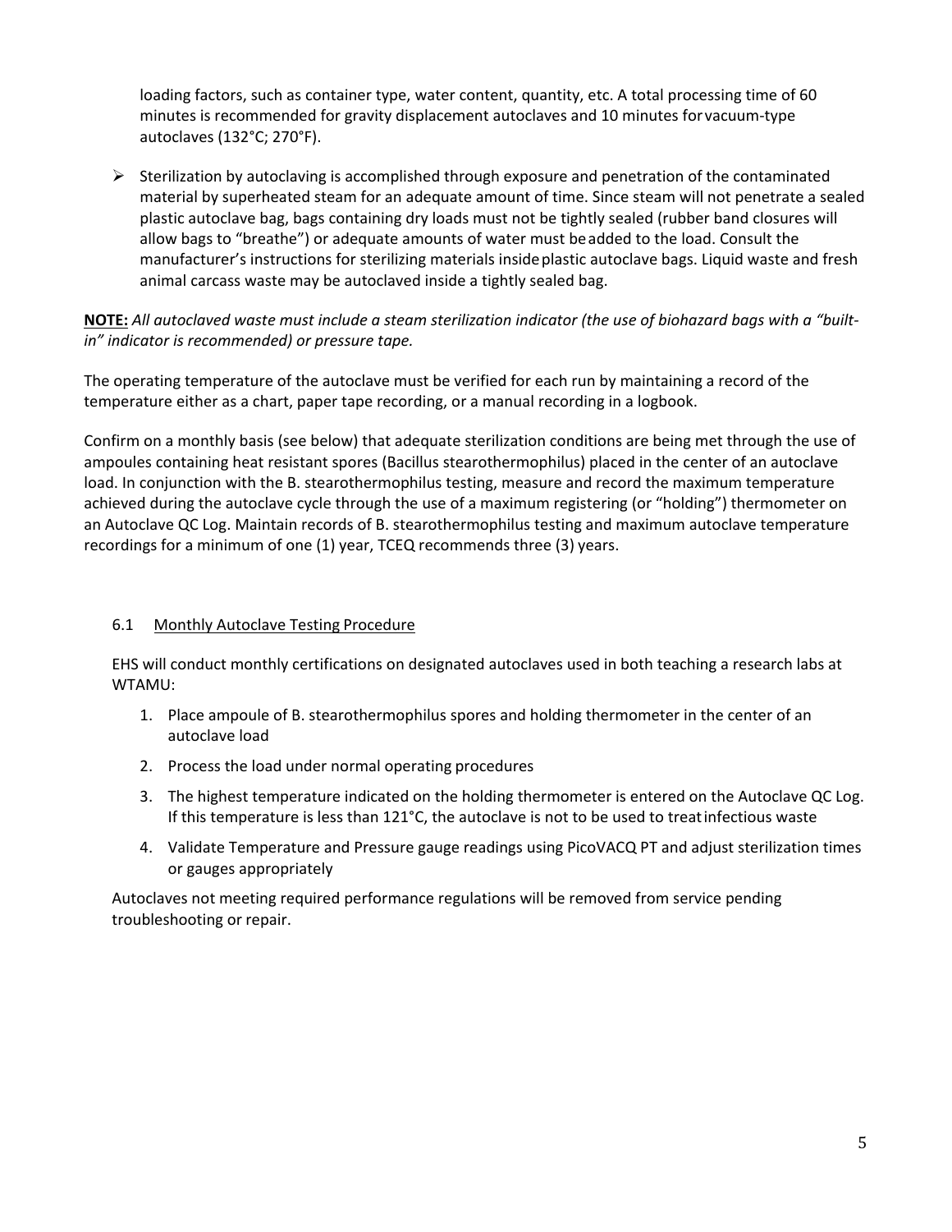loading factors, such as container type, water content, quantity, etc. A total processing time of 60 minutes is recommended for gravity displacement autoclaves and 10 minutes for vacuum-type autoclaves (132°C; 270°F).

- Sterilization by autoclaving is accomplished through exposure and penetration of the contaminated material by superheated steam for an adequate amount of time. Since steam will not penetrate a sealed plastic autoclave bag, bags containing dry loads must not be tightly sealed (rubber band closures will allow bags to "breathe") or adequate amounts of water must be added to the load. Consult the manufacturer's instructions for sterilizing materials inside plastic autoclave bags. Liquid waste and fresh animal carcass waste may be autoclaved inside a tightly sealed bag.

**NOTE:** *All autoclaved waste must include a steam sterilization indicator (the use of biohazard bags with a "built-in" indicator is recommended) or pressure tape.*

The operating temperature of the autoclave must be verified for each run by maintaining a record of the temperature either as a chart, paper tape recording, or a manual recording in a logbook.

Confirm on a monthly basis (see below) that adequate sterilization conditions are being met through the use of ampoules containing heat resistant spores (Bacillus stearothermophilus) placed in the center of an autoclave load. In conjunction with the B. stearothermophilus testing, measure and record the maximum temperature achieved during the autoclave cycle through the use of a maximum registering (or "holding") thermometer on an Autoclave QC Log. Maintain records of B. stearothermophilus testing and maximum autoclave temperature recordings for a minimum of one (1) year, TCEQ recommends three (3) years.

## 6.1 Monthly Autoclave Testing Procedure

EHS will conduct monthly certifications on designated autoclaves used in both teaching a research labs at WTAMU:

1. Place ampoule of B. stearothermophilus spores and holding thermometer in the center of an autoclave load
2. Process the load under normal operating procedures
3. The highest temperature indicated on the holding thermometer is entered on the Autoclave QC Log. If this temperature is less than 121°C, the autoclave is not to be used to treat infectious waste
4. Validate Temperature and Pressure gauge readings using PicoVACQ PT and adjust sterilization times or gauges appropriately

Autoclaves not meeting required performance regulations will be removed from service pending troubleshooting or repair.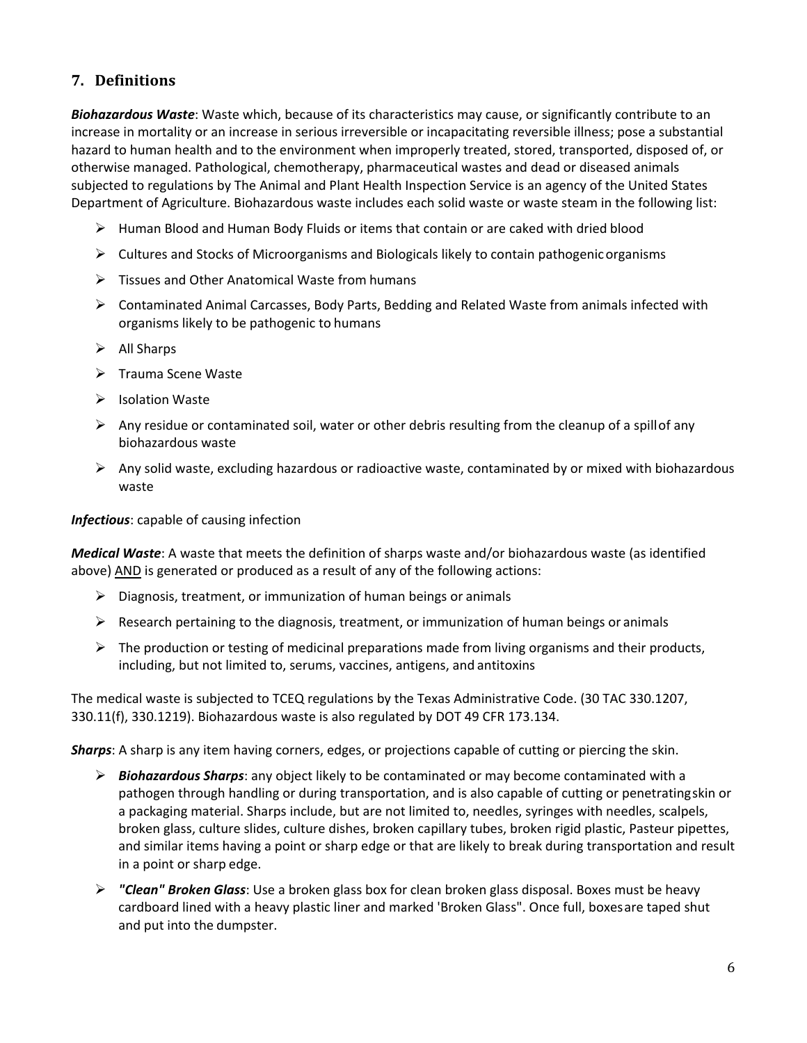## 7. Definitions

***Biohazardous Waste***: Waste which, because of its characteristics may cause, or significantly contribute to an increase in mortality or an increase in serious irreversible or incapacitating reversible illness; pose a substantial hazard to human health and to the environment when improperly treated, stored, transported, disposed of, or otherwise managed. Pathological, chemotherapy, pharmaceutical wastes and dead or diseased animals subjected to regulations by The Animal and Plant Health Inspection Service is an agency of the United States Department of Agriculture. Biohazardous waste includes each solid waste or waste steam in the following list:

- Human Blood and Human Body Fluids or items that contain or are caked with dried blood
- Cultures and Stocks of Microorganisms and Biologicals likely to contain pathogenic organisms
- Tissues and Other Anatomical Waste from humans
- Contaminated Animal Carcasses, Body Parts, Bedding and Related Waste from animals infected with organisms likely to be pathogenic to humans
- All Sharps
- Trauma Scene Waste
- Isolation Waste
- Any residue or contaminated soil, water or other debris resulting from the cleanup of a spill of any biohazardous waste
- Any solid waste, excluding hazardous or radioactive waste, contaminated by or mixed with biohazardous waste

***Infectious***: capable of causing infection

***Medical Waste***: A waste that meets the definition of sharps waste and/or biohazardous waste (as identified above) AND is generated or produced as a result of any of the following actions:

- Diagnosis, treatment, or immunization of human beings or animals
- Research pertaining to the diagnosis, treatment, or immunization of human beings or animals
- The production or testing of medicinal preparations made from living organisms and their products, including, but not limited to, serums, vaccines, antigens, and antitoxins

The medical waste is subjected to TCEQ regulations by the Texas Administrative Code. (30 TAC 330.1207, 330.11(f), 330.1219). Biohazardous waste is also regulated by DOT 49 CFR 173.134.

***Sharps***: A sharp is any item having corners, edges, or projections capable of cutting or piercing the skin.

- ***Biohazardous Sharps***: any object likely to be contaminated or may become contaminated with a pathogen through handling or during transportation, and is also capable of cutting or penetrating skin or a packaging material. Sharps include, but are not limited to, needles, syringes with needles, scalpels, broken glass, culture slides, culture dishes, broken capillary tubes, broken rigid plastic, Pasteur pipettes, and similar items having a point or sharp edge or that are likely to break during transportation and result in a point or sharp edge.
- ***"Clean" Broken Glass***: Use a broken glass box for clean broken glass disposal. Boxes must be heavy cardboard lined with a heavy plastic liner and marked 'Broken Glass". Once full, boxes are taped shut and put into the dumpster.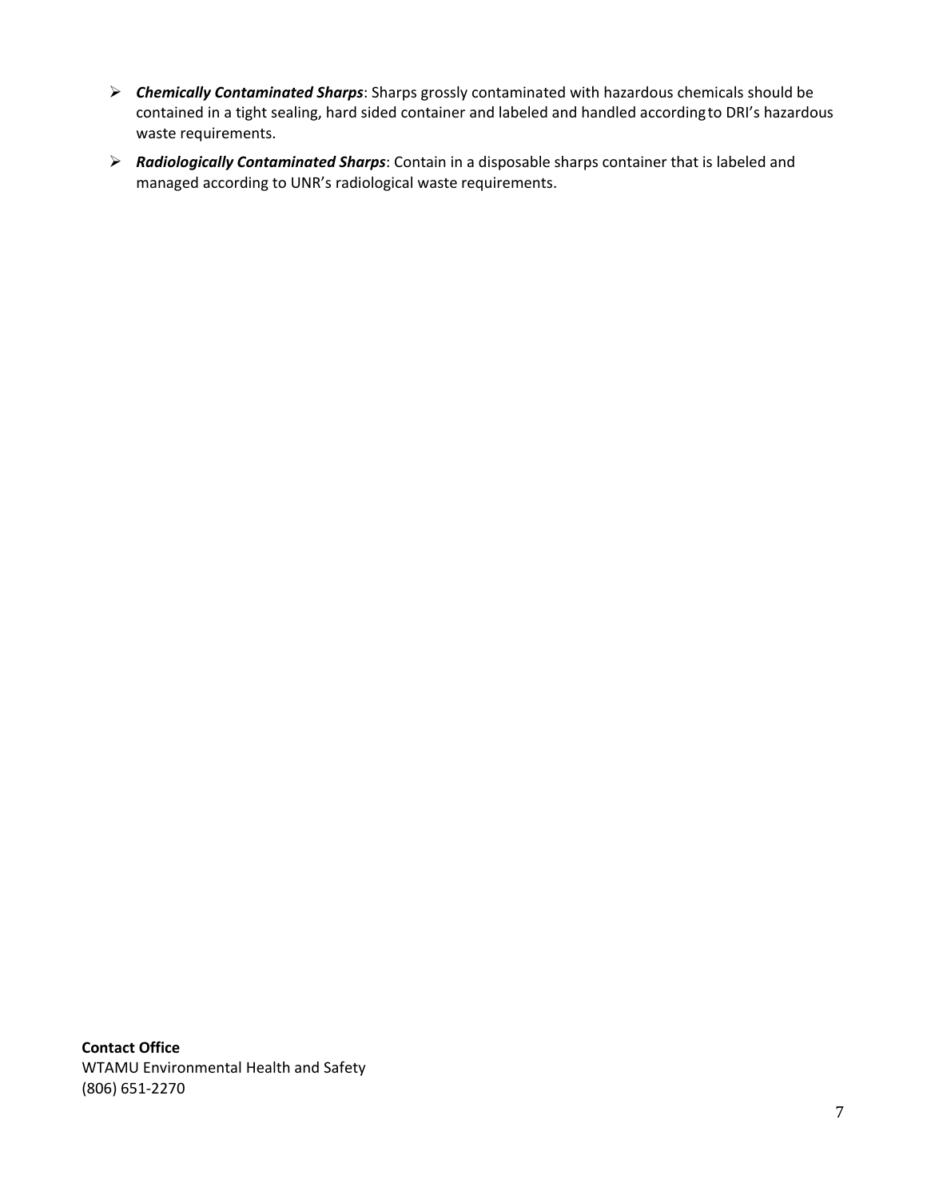- ***Chemically Contaminated Sharps***: Sharps grossly contaminated with hazardous chemicals should be contained in a tight sealing, hard sided container and labeled and handled according to DRI's hazardous waste requirements.
- ***Radiologically Contaminated Sharps***: Contain in a disposable sharps container that is labeled and managed according to UNR's radiological waste requirements.

**Contact Office**
WTAMU Environmental Health and Safety
(806) 651-2270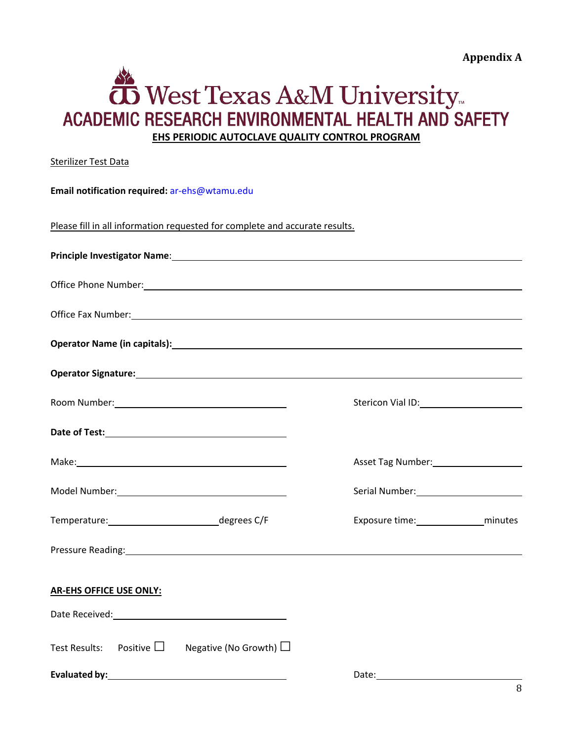**Appendix A**

# West Texas A&M University

## ACADEMIC RESEARCH ENVIRONMENTAL HEALTH AND SAFETY

**EHS PERIODIC AUTOCLAVE QUALITY CONTROL PROGRAM**

Sterilizer Test Data

**Email notification required:** ar-ehs@wtamu.edu

Please fill in all information requested for complete and accurate results.

**Principle Investigator Name**: ______________________________

Office Phone Number: ______________________________

Office Fax Number: ______________________________

**Operator Name (in capitals):** ______________________________

**Operator Signature:** ______________________________

Room Number: ____________________ Stericon Vial ID: ____________________

**Date of Test:** ____________________

Make: ____________________ Asset Tag Number: ____________________

Model Number: ____________________ Serial Number: ____________________

Temperature: ____________ degrees C/F Exposure time: ____________ minutes

Pressure Reading: ______________________________

**AR-EHS OFFICE USE ONLY:**

Date Received: ____________________

Test Results: Positive ☐ Negative (No Growth) ☐

**Evaluated by:** ____________________ Date: ____________________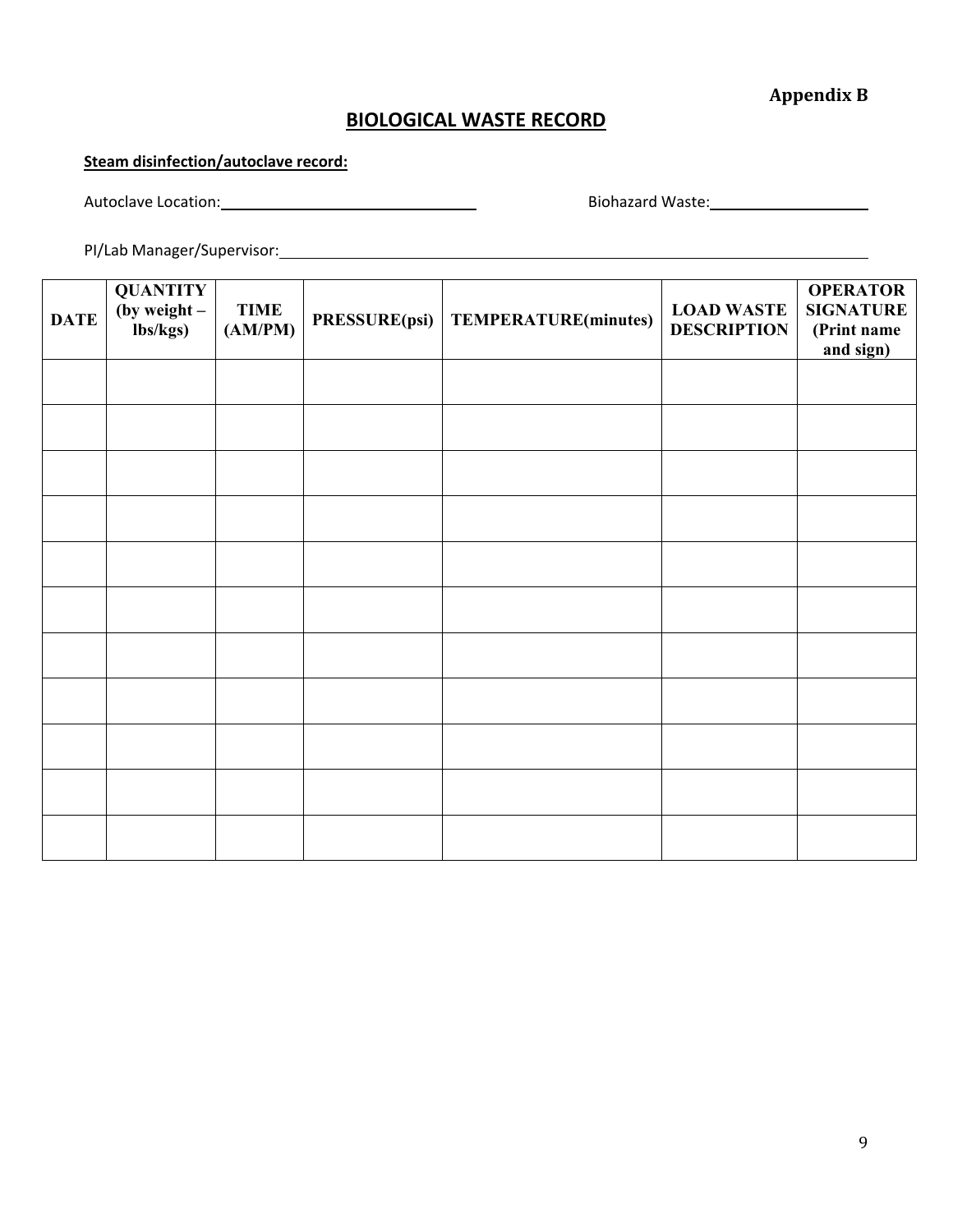**Appendix B**

## BIOLOGICAL WASTE RECORD

**Steam disinfection/autoclave record:**

Autoclave Location:\_\_\_\_\_\_\_\_\_\_\_\_\_\_\_\_\_\_\_\_\_\_\_\_\_\_\_\_\_\_ Biohazard Waste:\_\_\_\_\_\_\_\_\_\_\_\_\_\_\_\_\_\_\_\_

PI/Lab Manager/Supervisor:\_\_\_\_\_\_\_\_\_\_\_\_\_\_\_\_\_\_\_\_\_\_\_\_\_\_\_\_\_\_\_\_\_\_\_\_\_\_\_\_\_\_\_\_\_\_\_\_\_\_\_\_\_\_\_\_\_\_

| DATE | QUANTITY (by weight – lbs/kgs) | TIME (AM/PM) | PRESSURE(psi) | TEMPERATURE(minutes) | LOAD WASTE DESCRIPTION | OPERATOR SIGNATURE (Print name and sign) |
|---|---|---|---|---|---|---|
| | | | | | | |
| | | | | | | |
| | | | | | | |
| | | | | | | |
| | | | | | | |
| | | | | | | |
| | | | | | | |
| | | | | | | |
| | | | | | | |
| | | | | | | |
| | | | | | | |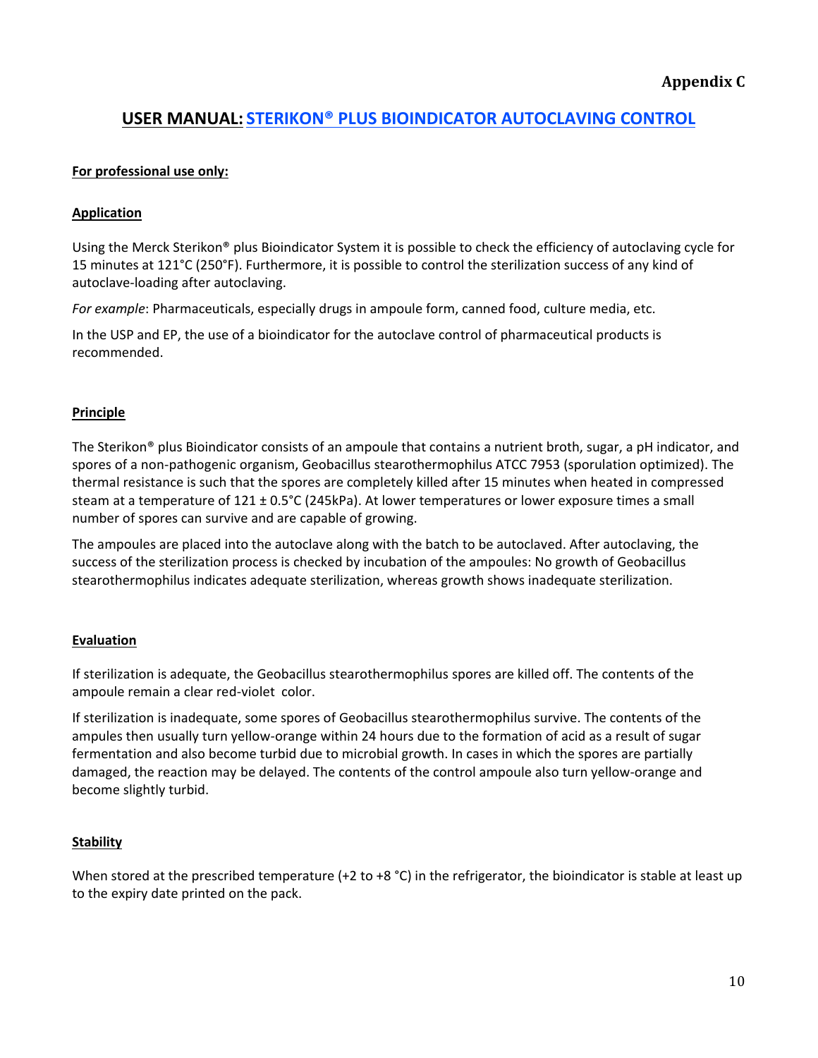**Appendix C**

# USER MANUAL: STERIKON® PLUS BIOINDICATOR AUTOCLAVING CONTROL

**For professional use only:**

## Application

Using the Merck Sterikon® plus Bioindicator System it is possible to check the efficiency of autoclaving cycle for 15 minutes at 121°C (250°F). Furthermore, it is possible to control the sterilization success of any kind of autoclave-loading after autoclaving.

*For example*: Pharmaceuticals, especially drugs in ampoule form, canned food, culture media, etc.

In the USP and EP, the use of a bioindicator for the autoclave control of pharmaceutical products is recommended.

## Principle

The Sterikon® plus Bioindicator consists of an ampoule that contains a nutrient broth, sugar, a pH indicator, and spores of a non-pathogenic organism, Geobacillus stearothermophilus ATCC 7953 (sporulation optimized). The thermal resistance is such that the spores are completely killed after 15 minutes when heated in compressed steam at a temperature of 121 ± 0.5°C (245kPa). At lower temperatures or lower exposure times a small number of spores can survive and are capable of growing.

The ampoules are placed into the autoclave along with the batch to be autoclaved. After autoclaving, the success of the sterilization process is checked by incubation of the ampoules: No growth of Geobacillus stearothermophilus indicates adequate sterilization, whereas growth shows inadequate sterilization.

## Evaluation

If sterilization is adequate, the Geobacillus stearothermophilus spores are killed off. The contents of the ampoule remain a clear red-violet color.

If sterilization is inadequate, some spores of Geobacillus stearothermophilus survive. The contents of the ampules then usually turn yellow-orange within 24 hours due to the formation of acid as a result of sugar fermentation and also become turbid due to microbial growth. In cases in which the spores are partially damaged, the reaction may be delayed. The contents of the control ampoule also turn yellow-orange and become slightly turbid.

## Stability

When stored at the prescribed temperature (+2 to +8 °C) in the refrigerator, the bioindicator is stable at least up to the expiry date printed on the pack.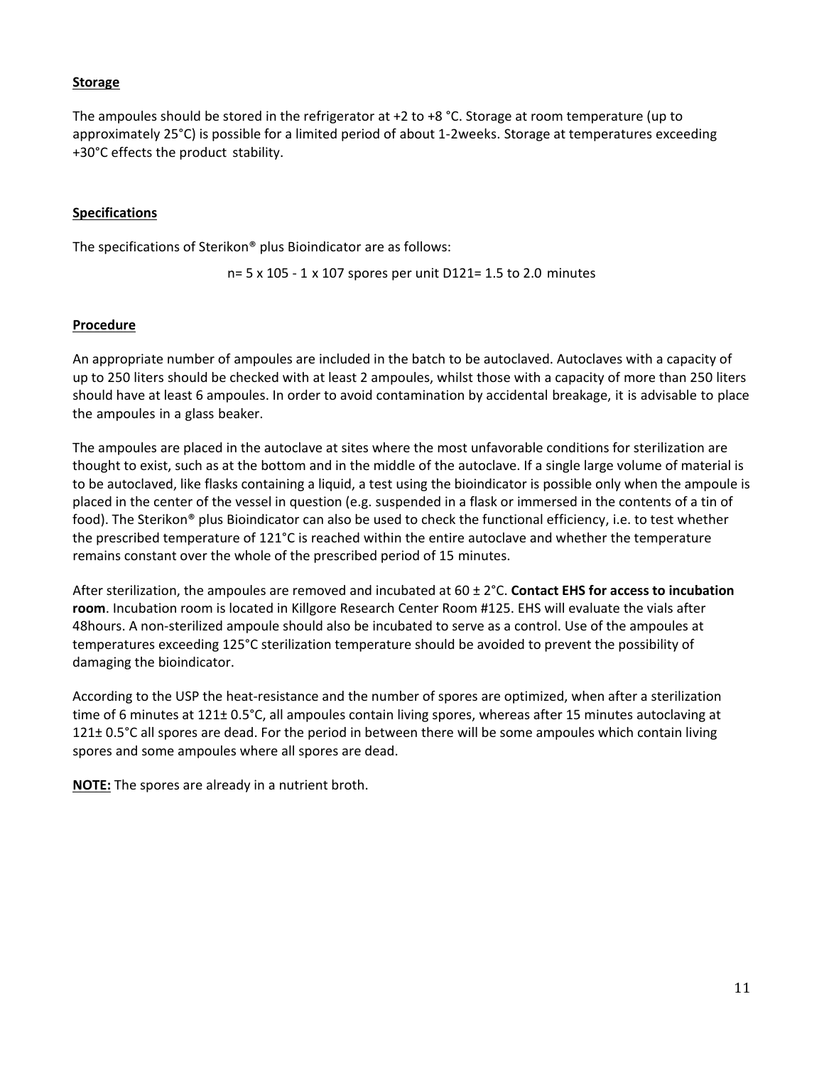**Storage**

The ampoules should be stored in the refrigerator at +2 to +8 °C. Storage at room temperature (up to approximately 25°C) is possible for a limited period of about 1-2weeks. Storage at temperatures exceeding +30°C effects the product stability.

**Specifications**

The specifications of Sterikon® plus Bioindicator are as follows:

n= 5 x 105 - 1 x 107 spores per unit $D_{121}$= 1.5 to 2.0 minutes

**Procedure**

An appropriate number of ampoules are included in the batch to be autoclaved. Autoclaves with a capacity of up to 250 liters should be checked with at least 2 ampoules, whilst those with a capacity of more than 250 liters should have at least 6 ampoules. In order to avoid contamination by accidental breakage, it is advisable to place the ampoules in a glass beaker.

The ampoules are placed in the autoclave at sites where the most unfavorable conditions for sterilization are thought to exist, such as at the bottom and in the middle of the autoclave. If a single large volume of material is to be autoclaved, like flasks containing a liquid, a test using the bioindicator is possible only when the ampoule is placed in the center of the vessel in question (e.g. suspended in a flask or immersed in the contents of a tin of food). The Sterikon® plus Bioindicator can also be used to check the functional efficiency, i.e. to test whether the prescribed temperature of 121°C is reached within the entire autoclave and whether the temperature remains constant over the whole of the prescribed period of 15 minutes.

After sterilization, the ampoules are removed and incubated at 60 ± 2°C. **Contact EHS for access to incubation room**. Incubation room is located in Killgore Research Center Room #125. EHS will evaluate the vials after 48hours. A non-sterilized ampoule should also be incubated to serve as a control. Use of the ampoules at temperatures exceeding 125°C sterilization temperature should be avoided to prevent the possibility of damaging the bioindicator.

According to the USP the heat-resistance and the number of spores are optimized, when after a sterilization time of 6 minutes at 121± 0.5°C, all ampoules contain living spores, whereas after 15 minutes autoclaving at 121± 0.5°C all spores are dead. For the period in between there will be some ampoules which contain living spores and some ampoules where all spores are dead.

**NOTE:** The spores are already in a nutrient broth.